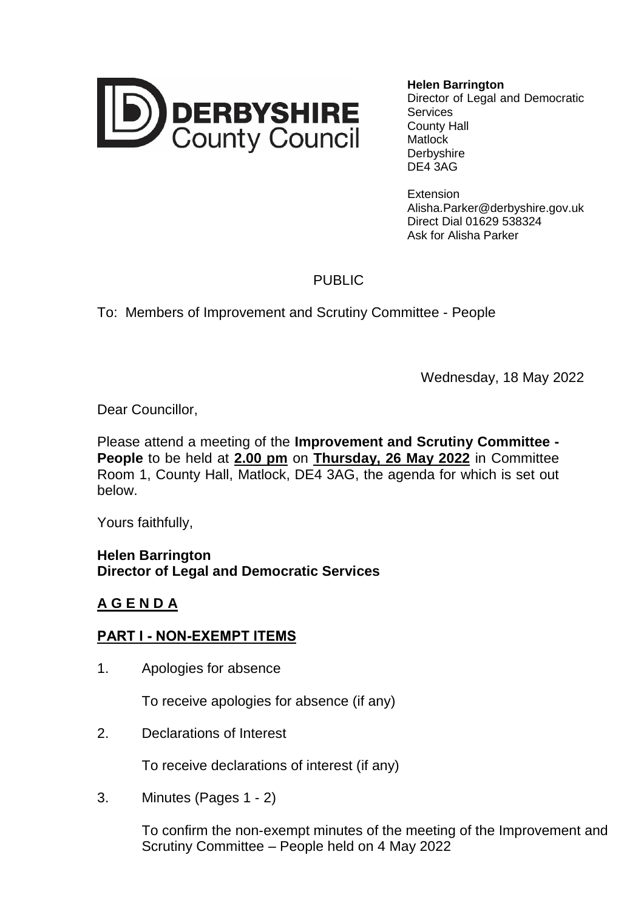**DERBYSHIRE County Council**

**Helen Barrington**
Director of Legal and Democratic Services
County Hall
Matlock
Derbyshire
DE4 3AG

Extension
Alisha.Parker@derbyshire.gov.uk
Direct Dial 01629 538324
Ask for Alisha Parker

PUBLIC

To: Members of Improvement and Scrutiny Committee - People

Wednesday, 18 May 2022

Dear Councillor,

Please attend a meeting of the **Improvement and Scrutiny Committee - People** to be held at **2.00 pm** on **Thursday, 26 May 2022** in Committee Room 1, County Hall, Matlock, DE4 3AG, the agenda for which is set out below.

Yours faithfully,

**Helen Barrington**
**Director of Legal and Democratic Services**

## A G E N D A

## PART I - NON-EXEMPT ITEMS

1. Apologies for absence

   To receive apologies for absence (if any)

2. Declarations of Interest

   To receive declarations of interest (if any)

3. Minutes (Pages 1 - 2)

   To confirm the non-exempt minutes of the meeting of the Improvement and Scrutiny Committee – People held on 4 May 2022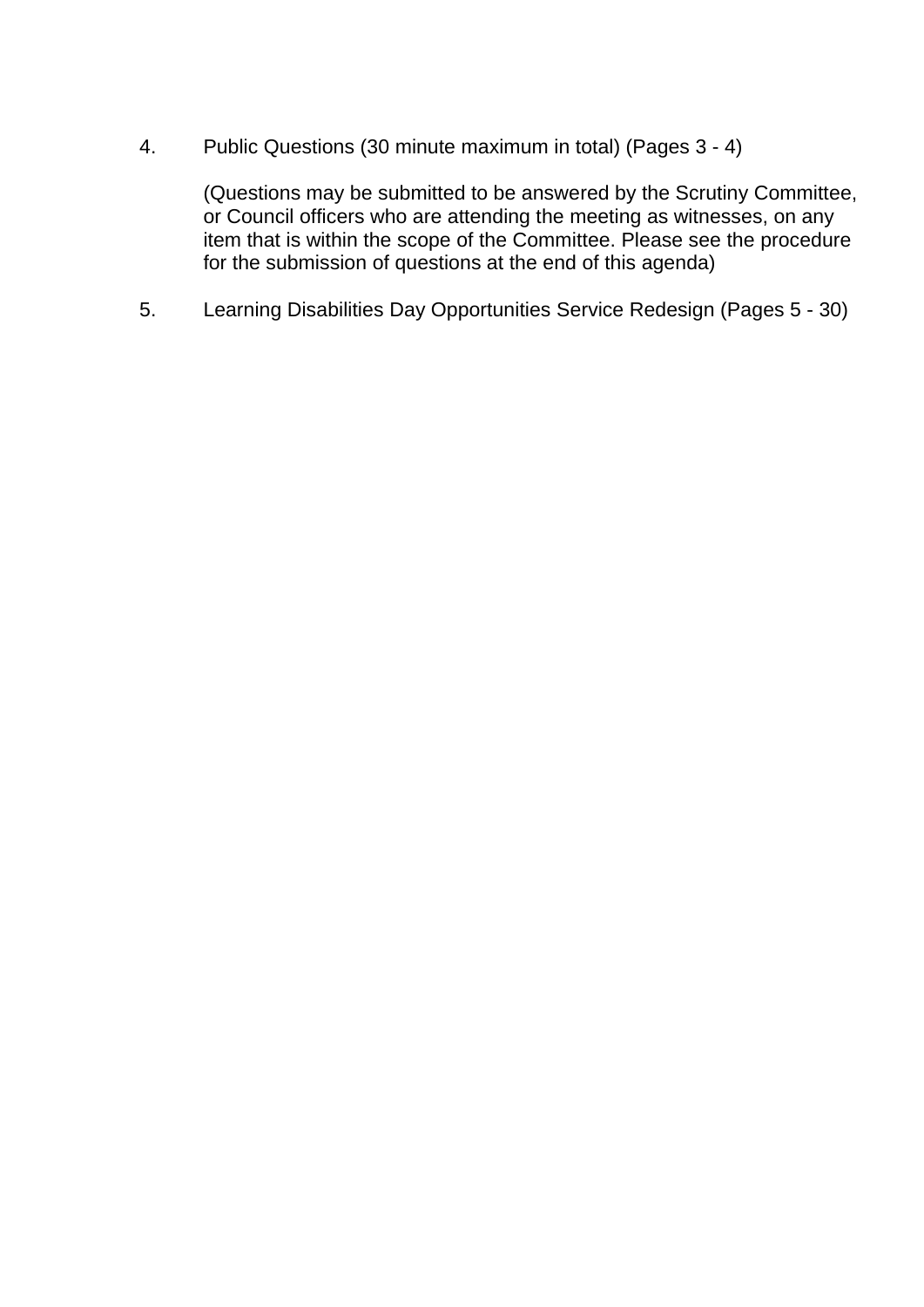4. Public Questions (30 minute maximum in total) (Pages 3 - 4)

   (Questions may be submitted to be answered by the Scrutiny Committee, or Council officers who are attending the meeting as witnesses, on any item that is within the scope of the Committee. Please see the procedure for the submission of questions at the end of this agenda)

5. Learning Disabilities Day Opportunities Service Redesign (Pages 5 - 30)